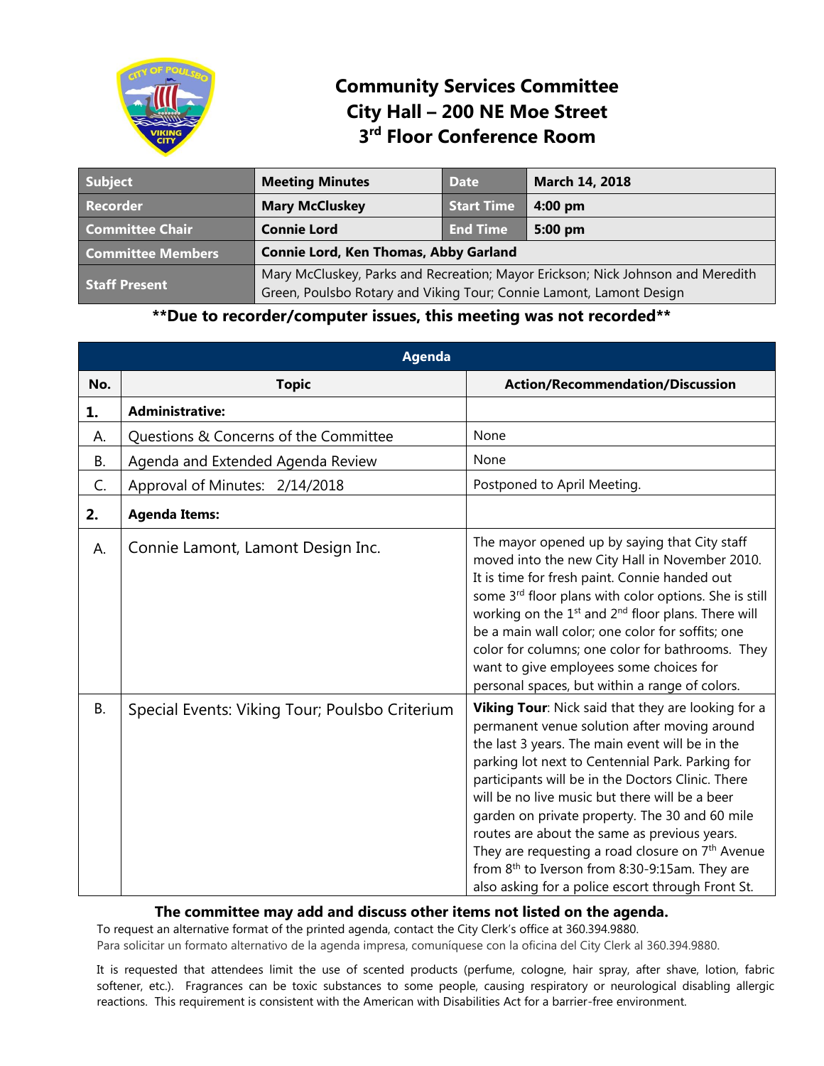# Community Services Committee
# City Hall – 200 NE Moe Street
# 3rd Floor Conference Room

| Subject | Meeting Minutes | Date | March 14, 2018 |
|---|---|---|---|
| Recorder | Mary McCluskey | Start Time | 4:00 pm |
| Committee Chair | Connie Lord | End Time | 5:00 pm |
| Committee Members | Connie Lord, Ken Thomas, Abby Garland | | |
| Staff Present | Mary McCluskey, Parks and Recreation; Mayor Erickson; Nick Johnson and Meredith Green, Poulsbo Rotary and Viking Tour; Connie Lamont, Lamont Design | | |

**\*\*Due to recorder/computer issues, this meeting was not recorded\*\***

| No. | Topic | Action/Recommendation/Discussion |
|---|---|---|
| **1.** | **Administrative:** | |
| A. | Questions & Concerns of the Committee | None |
| B. | Agenda and Extended Agenda Review | None |
| C. | Approval of Minutes: 2/14/2018 | Postponed to April Meeting. |
| **2.** | **Agenda Items:** | |
| A. | Connie Lamont, Lamont Design Inc. | The mayor opened up by saying that City staff moved into the new City Hall in November 2010. It is time for fresh paint. Connie handed out some 3rd floor plans with color options. She is still working on the 1st and 2nd floor plans. There will be a main wall color; one color for soffits; one color for columns; one color for bathrooms. They want to give employees some choices for personal spaces, but within a range of colors. |
| B. | Special Events: Viking Tour; Poulsbo Criterium | **Viking Tour**: Nick said that they are looking for a permanent venue solution after moving around the last 3 years. The main event will be in the parking lot next to Centennial Park. Parking for participants will be in the Doctors Clinic. There will be no live music but there will be a beer garden on private property. The 30 and 60 mile routes are about the same as previous years. They are requesting a road closure on 7th Avenue from 8th to Iverson from 8:30-9:15am. They are also asking for a police escort through Front St. |

**The committee may add and discuss other items not listed on the agenda.**

To request an alternative format of the printed agenda, contact the City Clerk's office at 360.394.9880.
Para solicitar un formato alternativo de la agenda impresa, comuníquese con la oficina del City Clerk al 360.394.9880.

It is requested that attendees limit the use of scented products (perfume, cologne, hair spray, after shave, lotion, fabric softener, etc.). Fragrances can be toxic substances to some people, causing respiratory or neurological disabling allergic reactions. This requirement is consistent with the American with Disabilities Act for a barrier-free environment.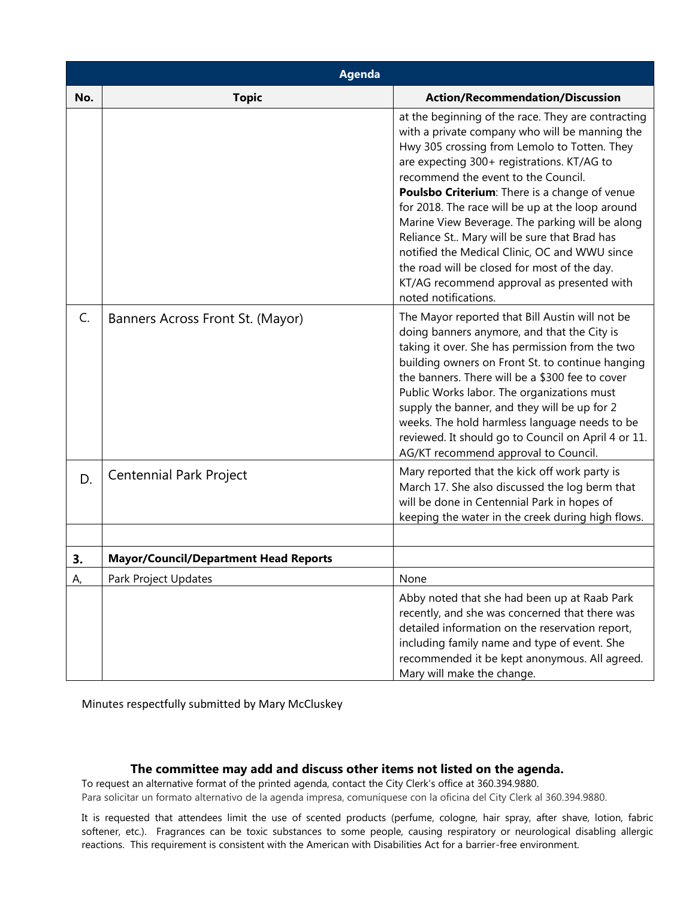| Agenda | | |
|---|---|---|
| **No.** | **Topic** | **Action/Recommendation/Discussion** |
| | | at the beginning of the race. They are contracting with a private company who will be manning the Hwy 305 crossing from Lemolo to Totten. They are expecting 300+ registrations. KT/AG to recommend the event to the Council. **Poulsbo Criterium**: There is a change of venue for 2018. The race will be up at the loop around Marine View Beverage. The parking will be along Reliance St.. Mary will be sure that Brad has notified the Medical Clinic, OC and WWU since the road will be closed for most of the day. KT/AG recommend approval as presented with noted notifications. |
| C. | Banners Across Front St. (Mayor) | The Mayor reported that Bill Austin will not be doing banners anymore, and that the City is taking it over. She has permission from the two building owners on Front St. to continue hanging the banners. There will be a $300 fee to cover Public Works labor. The organizations must supply the banner, and they will be up for 2 weeks. The hold harmless language needs to be reviewed. It should go to Council on April 4 or 11. AG/KT recommend approval to Council. |
| D. | Centennial Park Project | Mary reported that the kick off work party is March 17. She also discussed the log berm that will be done in Centennial Park in hopes of keeping the water in the creek during high flows. |
| | | |
| **3.** | **Mayor/Council/Department Head Reports** | |
| A, | Park Project Updates | None |
| | | Abby noted that she had been up at Raab Park recently, and she was concerned that there was detailed information on the reservation report, including family name and type of event. She recommended it be kept anonymous. All agreed. Mary will make the change. |

Minutes respectfully submitted by Mary McCluskey

**The committee may add and discuss other items not listed on the agenda.**

To request an alternative format of the printed agenda, contact the City Clerk's office at 360.394.9880.

Para solicitar un formato alternativo de la agenda impresa, comuníquese con la oficina del City Clerk al 360.394.9880.

It is requested that attendees limit the use of scented products (perfume, cologne, hair spray, after shave, lotion, fabric softener, etc.). Fragrances can be toxic substances to some people, causing respiratory or neurological disabling allergic reactions. This requirement is consistent with the American with Disabilities Act for a barrier-free environment.